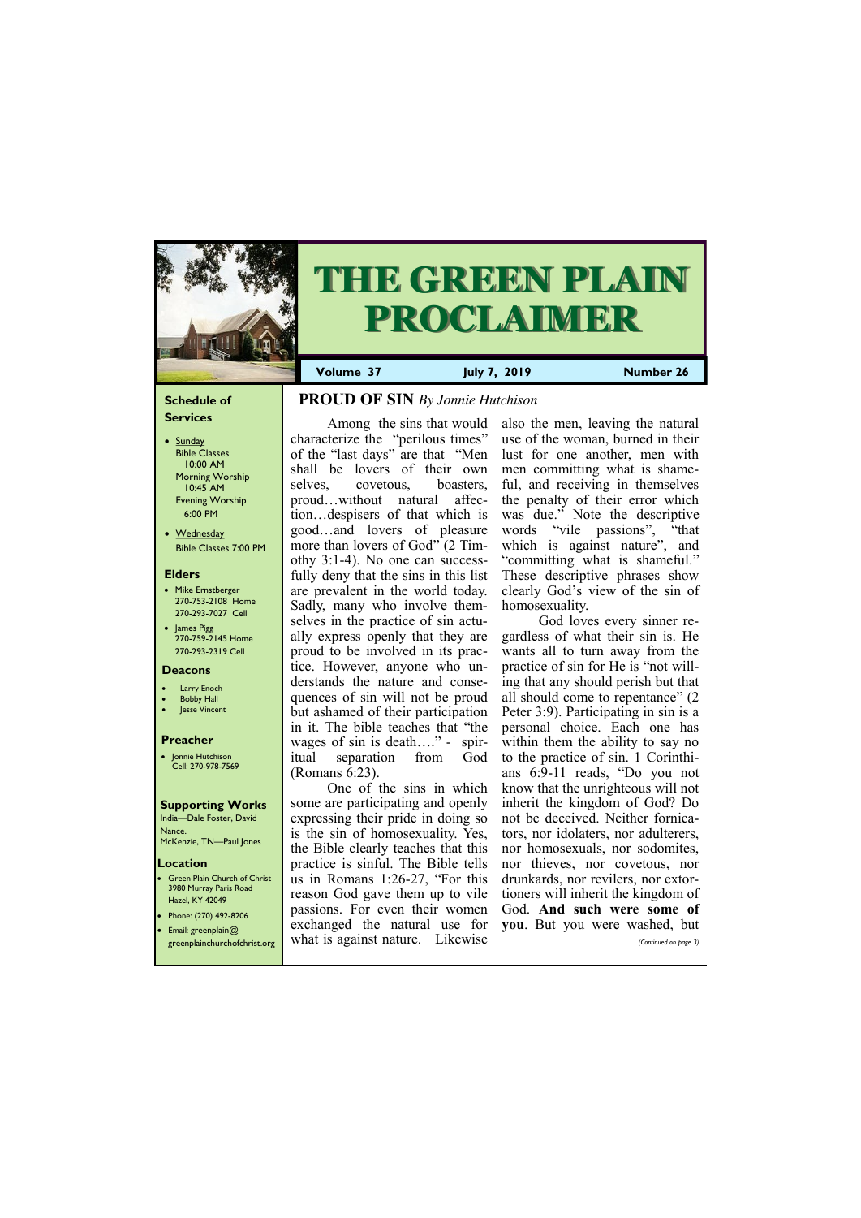# THE GREEN PLAIN PROCLAIMER

**Volume 37** | **July 7, 2019** | **Number 26**

## Schedule of Services

- Sunday
  Bible Classes 10:00 AM
  Morning Worship 10:45 AM
  Evening Worship 6:00 PM
- Wednesday
  Bible Classes 7:00 PM

## Elders

- Mike Ernstberger
  270-753-2108 Home
  270-293-7027 Cell
- James Pigg
  270-759-2145 Home
  270-293-2319 Cell

## Deacons

- Larry Enoch
- Bobby Hall
- Jesse Vincent

## Preacher

- Jonnie Hutchison
  Cell: 270-978-7569

## Supporting Works

India—Dale Foster, David Nance.
McKenzie, TN—Paul Jones

## Location

- Green Plain Church of Christ
  3980 Murray Paris Road
  Hazel, KY 42049
- Phone: (270) 492-8206
- Email: greenplain@greenplainchurchofchrist.org

## PROUD OF SIN *By Jonnie Hutchison*

Among the sins that would characterize the "perilous times" of the "last days" are that "Men shall be lovers of their own selves, covetous, boasters, proud…without natural affection…despisers of that which is good…and lovers of pleasure more than lovers of God" (2 Timothy 3:1-4). No one can successfully deny that the sins in this list are prevalent in the world today. Sadly, many who involve themselves in the practice of sin actually express openly that they are proud to be involved in its practice. However, anyone who understands the nature and consequences of sin will not be proud but ashamed of their participation in it. The bible teaches that "the wages of sin is death…." - spiritual separation from God (Romans 6:23).

One of the sins in which some are participating and openly expressing their pride in doing so is the sin of homosexuality. Yes, the Bible clearly teaches that this practice is sinful. The Bible tells us in Romans 1:26-27, "For this reason God gave them up to vile passions. For even their women exchanged the natural use for what is against nature. Likewise also the men, leaving the natural use of the woman, burned in their lust for one another, men with men committing what is shameful, and receiving in themselves the penalty of their error which was due." Note the descriptive words "vile passions", "that which is against nature", and "committing what is shameful." These descriptive phrases show clearly God's view of the sin of homosexuality.

God loves every sinner regardless of what their sin is. He wants all to turn away from the practice of sin for He is "not willing that any should perish but that all should come to repentance" (2 Peter 3:9). Participating in sin is a personal choice. Each one has within them the ability to say no to the practice of sin. 1 Corinthians 6:9-11 reads, "Do you not know that the unrighteous will not inherit the kingdom of God? Do not be deceived. Neither fornicators, nor idolaters, nor adulterers, nor homosexuals, nor sodomites, nor thieves, nor covetous, nor drunkards, nor revilers, nor extortioners will inherit the kingdom of God. **And such were some of you**. But you were washed, but

*(Continued on page 3)*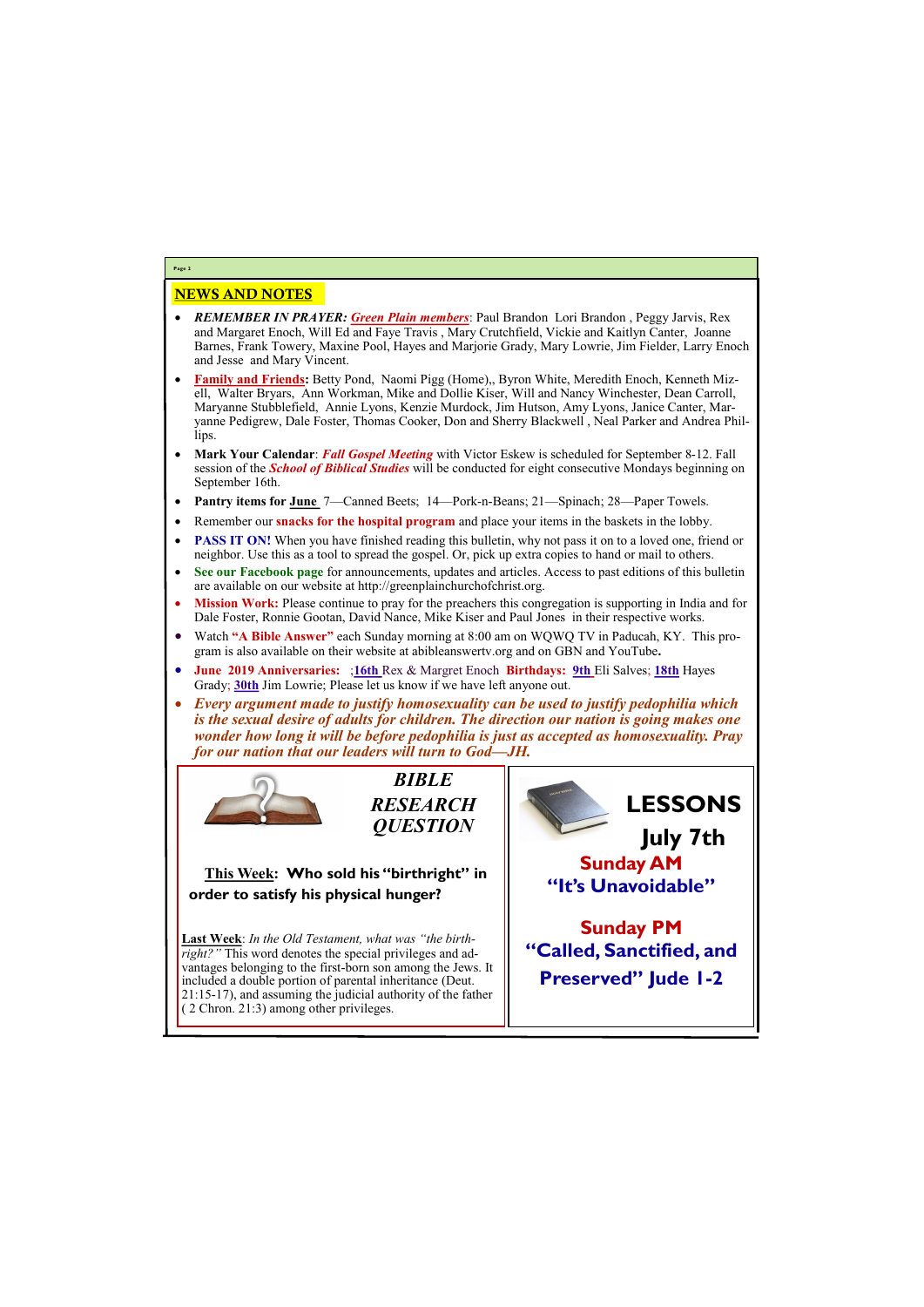## NEWS AND NOTES

- ***REMEMBER IN PRAYER: Green Plain members***: Paul Brandon Lori Brandon , Peggy Jarvis, Rex and Margaret Enoch, Will Ed and Faye Travis , Mary Crutchfield, Vickie and Kaitlyn Canter, Joanne Barnes, Frank Towery, Maxine Pool, Hayes and Marjorie Grady, Mary Lowrie, Jim Fielder, Larry Enoch and Jesse and Mary Vincent.
- **Family and Friends:** Betty Pond, Naomi Pigg (Home),, Byron White, Meredith Enoch, Kenneth Mizell, Walter Bryars, Ann Workman, Mike and Dollie Kiser, Will and Nancy Winchester, Dean Carroll, Maryanne Stubblefield, Annie Lyons, Kenzie Murdock, Jim Hutson, Amy Lyons, Janice Canter, Maryanne Pedigrew, Dale Foster, Thomas Cooker, Don and Sherry Blackwell , Neal Parker and Andrea Phillips.
- **Mark Your Calendar**: ***Fall Gospel Meeting*** with Victor Eskew is scheduled for September 8-12. Fall session of the ***School of Biblical Studies*** will be conducted for eight consecutive Mondays beginning on September 16th.
- **Pantry items for June** 7—Canned Beets; 14—Pork-n-Beans; 21—Spinach; 28—Paper Towels.
- Remember our **snacks for the hospital program** and place your items in the baskets in the lobby.
- **PASS IT ON!** When you have finished reading this bulletin, why not pass it on to a loved one, friend or neighbor. Use this as a tool to spread the gospel. Or, pick up extra copies to hand or mail to others.
- **See our Facebook page** for announcements, updates and articles. Access to past editions of this bulletin are available on our website at http://greenplainchurchofchrist.org.
- **Mission Work:** Please continue to pray for the preachers this congregation is supporting in India and for Dale Foster, Ronnie Gootan, David Nance, Mike Kiser and Paul Jones in their respective works.
- Watch **"A Bible Answer"** each Sunday morning at 8:00 am on WQWQ TV in Paducah, KY. This program is also available on their website at abibleanswertv.org and on GBN and YouTube**.**
- **June 2019 Anniversaries:** ;**16th** Rex & Margret Enoch **Birthdays: 9th** Eli Salves; **18th** Hayes Grady; **30th** Jim Lowrie; Please let us know if we have left anyone out.
- ***Every argument made to justify homosexuality can be used to justify pedophilia which is the sexual desire of adults for children. The direction our nation is going makes one wonder how long it will be before pedophilia is just as accepted as homosexuality. Pray for our nation that our leaders will turn to God—JH.***

### *BIBLE RESEARCH QUESTION*

**This Week: Who sold his "birthright" in order to satisfy his physical hunger?**

**Last Week**: *In the Old Testament, what was "the birthright?"* This word denotes the special privileges and advantages belonging to the first-born son among the Jews. It included a double portion of parental inheritance (Deut. 21:15-17), and assuming the judicial authority of the father ( 2 Chron. 21:3) among other privileges.

### LESSONS July 7th

**Sunday AM**
**"It's Unavoidable"**

**Sunday PM**
**"Called, Sanctified, and Preserved" Jude 1-2**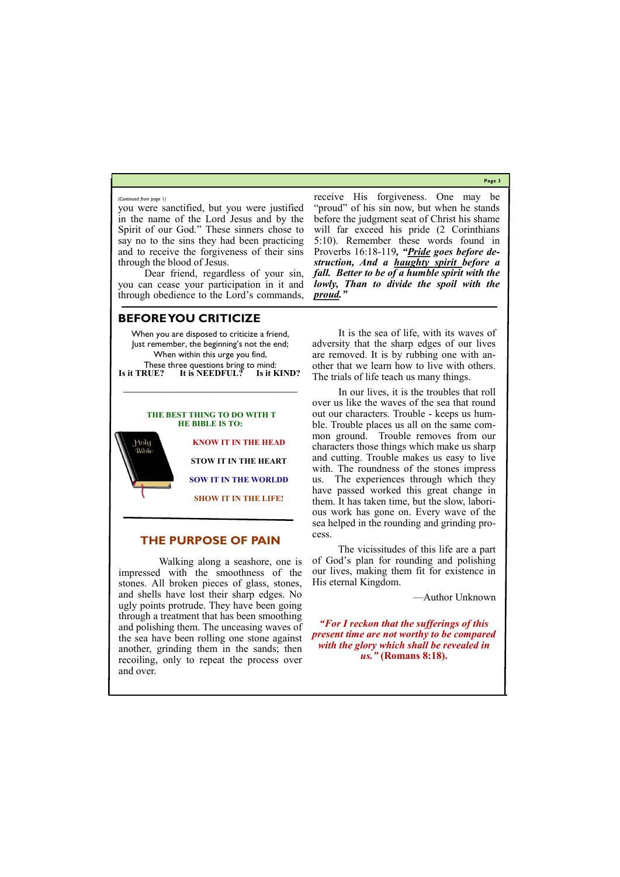*(Continued from page 1)*

you were sanctified, but you were justified in the name of the Lord Jesus and by the Spirit of our God." These sinners chose to say no to the sins they had been practicing and to receive the forgiveness of their sins through the blood of Jesus.

Dear friend, regardless of your sin, you can cease your participation in it and through obedience to the Lord's commands, receive His forgiveness. One may be "proud" of his sin now, but when he stands before the judgment seat of Christ his shame will far exceed his pride (2 Corinthians 5:10). Remember these words found in Proverbs 16:18-119, ***"Pride goes before destruction, And a haughty spirit before a fall. Better to be of a humble spirit with the lowly, Than to divide the spoil with the proud."***

## BEFORE YOU CRITICIZE

When you are disposed to criticize a friend,
Just remember, the beginning's not the end;
When within this urge you find,
These three questions bring to mind:

**Is it TRUE? It is NEEDFUL? Is it KIND?**

---

**THE BEST THING TO DO WITH THE BIBLE IS TO:**

**KNOW IT IN THE HEAD**

**STOW IT IN THE HEART**

**SOW IT IN THE WORLDD**

**SHOW IT IN THE LIFE!**

---

## THE PURPOSE OF PAIN

Walking along a seashore, one is impressed with the smoothness of the stones. All broken pieces of glass, stones, and shells have lost their sharp edges. No ugly points protrude. They have been going through a treatment that has been smoothing and polishing them. The unceasing waves of the sea have been rolling one stone against another, grinding them in the sands; then recoiling, only to repeat the process over and over.

It is the sea of life, with its waves of adversity that the sharp edges of our lives are removed. It is by rubbing one with another that we learn how to live with others. The trials of life teach us many things.

In our lives, it is the troubles that roll over us like the waves of the sea that round out our characters. Trouble - keeps us humble. Trouble places us all on the same common ground. Trouble removes from our characters those things which make us sharp and cutting. Trouble makes us easy to live with. The roundness of the stones impress us. The experiences through which they have passed worked this great change in them. It has taken time, but the slow, laborious work has gone on. Every wave of the sea helped in the rounding and grinding process.

The vicissitudes of this life are a part of God's plan for rounding and polishing our lives, making them fit for existence in His eternal Kingdom.

—Author Unknown

***"For I reckon that the sufferings of this present time are not worthy to be compared with the glory which shall be revealed in us."* (Romans 8:18).**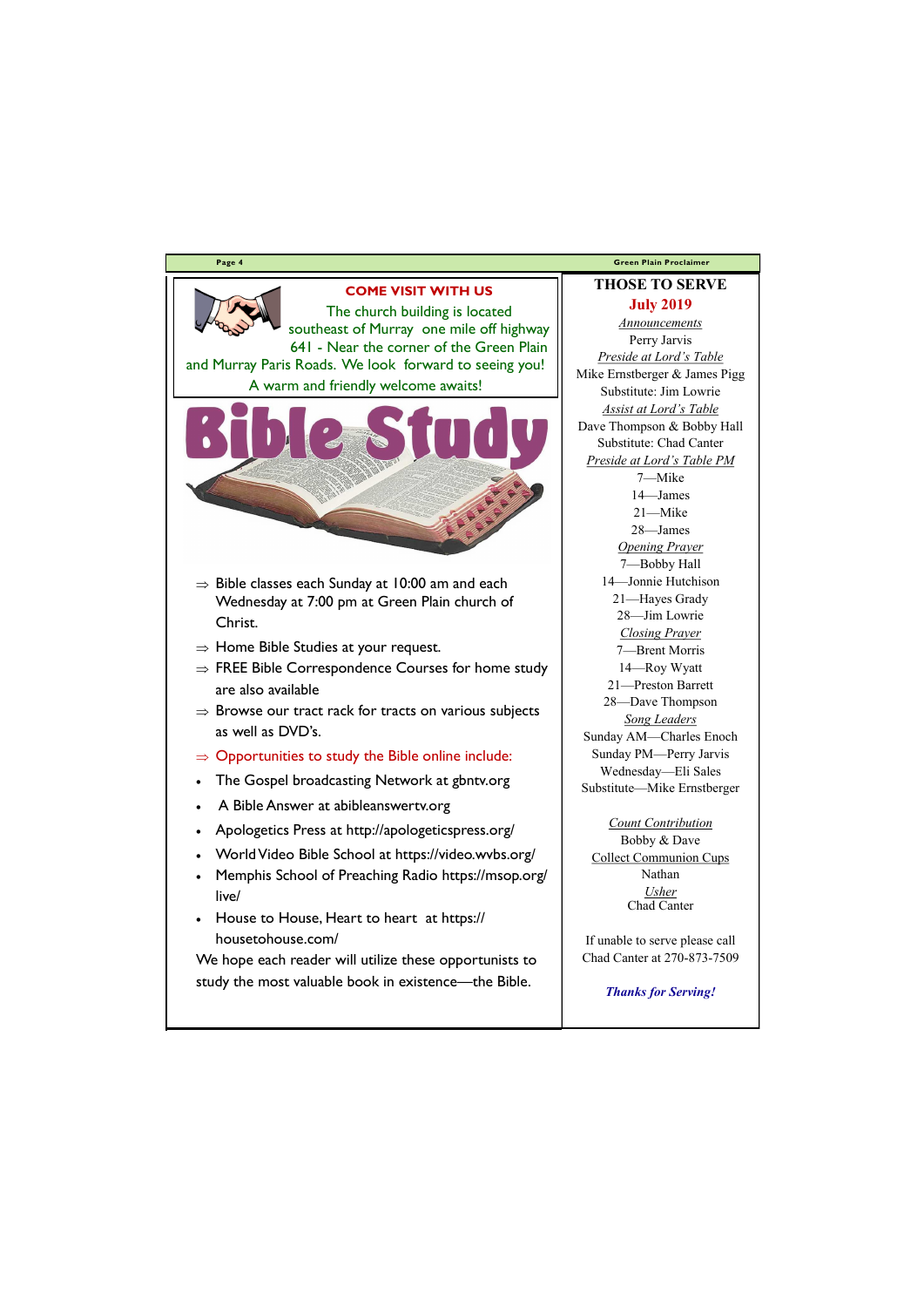## COME VISIT WITH US

The church building is located southeast of Murray one mile off highway 641 - Near the corner of the Green Plain and Murray Paris Roads. We look forward to seeing you! A warm and friendly welcome awaits!

# Bible Study

- ⇒ Bible classes each Sunday at 10:00 am and each Wednesday at 7:00 pm at Green Plain church of Christ.
- ⇒ Home Bible Studies at your request.
- ⇒ FREE Bible Correspondence Courses for home study are also available
- ⇒ Browse our tract rack for tracts on various subjects as well as DVD's.
- ⇒ Opportunities to study the Bible online include:
- The Gospel broadcasting Network at gbntv.org
- A Bible Answer at abibleanswertv.org
- Apologetics Press at http://apologeticspress.org/
- World Video Bible School at https://video.wvbs.org/
- Memphis School of Preaching Radio https://msop.org/live/
- House to House, Heart to heart at https://housetohouse.com/

We hope each reader will utilize these opportunists to study the most valuable book in existence—the Bible.

## THOSE TO SERVE

### July 2019

*Announcements*
Perry Jarvis

*Preside at Lord's Table*
Mike Ernstberger & James Pigg
Substitute: Jim Lowrie

*Assist at Lord's Table*
Dave Thompson & Bobby Hall
Substitute: Chad Canter

*Preside at Lord's Table PM*
7—Mike
14—James
21—Mike
28—James

*Opening Prayer*
7—Bobby Hall
14—Jonnie Hutchison
21—Hayes Grady
28—Jim Lowrie

*Closing Prayer*
7—Brent Morris
14—Roy Wyatt
21—Preston Barrett
28—Dave Thompson

*Song Leaders*
Sunday AM—Charles Enoch
Sunday PM—Perry Jarvis
Wednesday—Eli Sales
Substitute—Mike Ernstberger

*Count Contribution*
Bobby & Dave

Collect Communion Cups
Nathan

*Usher*
Chad Canter

If unable to serve please call Chad Canter at 270-873-7509

***Thanks for Serving!***